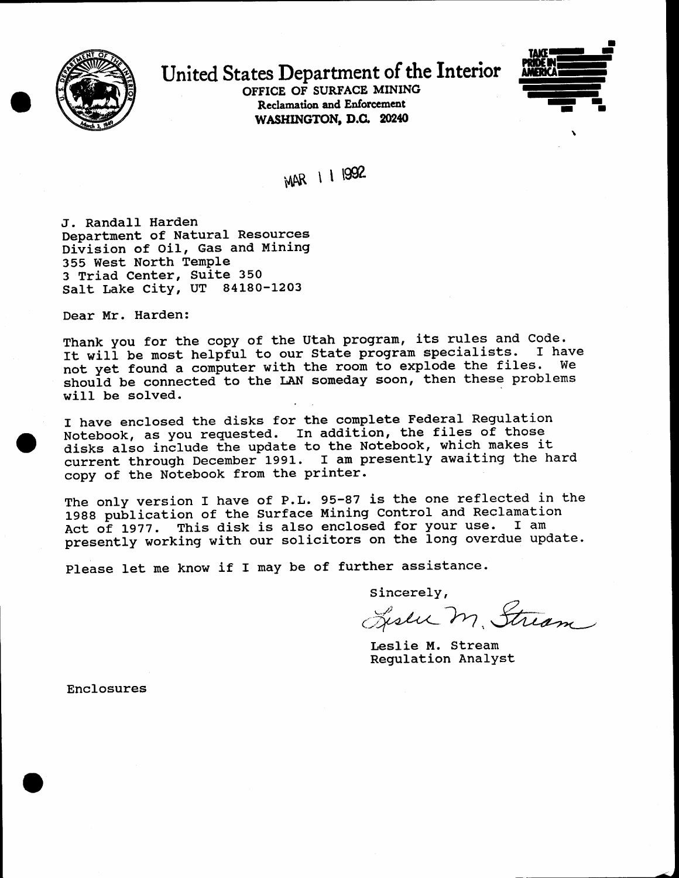# United States Department of the Interior

**OFFICE OF SURFACE MINING**
**Reclamation and Enforcement**
**WASHINGTON, D.C. 20240**

TAKE PRIDE IN AMERICA

MAR 11 1992

J. Randall Harden
Department of Natural Resources
Division of Oil, Gas and Mining
355 West North Temple
3 Triad Center, Suite 350
Salt Lake City, UT 84180-1203

Dear Mr. Harden:

Thank you for the copy of the Utah program, its rules and Code. It will be most helpful to our State program specialists. I have not yet found a computer with the room to explode the files. We should be connected to the LAN someday soon, then these problems will be solved.

I have enclosed the disks for the complete Federal Regulation Notebook, as you requested. In addition, the files of those disks also include the update to the Notebook, which makes it current through December 1991. I am presently awaiting the hard copy of the Notebook from the printer.

The only version I have of P.L. 95-87 is the one reflected in the 1988 publication of the Surface Mining Control and Reclamation Act of 1977. This disk is also enclosed for your use. I am presently working with our solicitors on the long overdue update.

Please let me know if I may be of further assistance.

Sincerely,

Leslie M. Stream

Leslie M. Stream
Regulation Analyst

Enclosures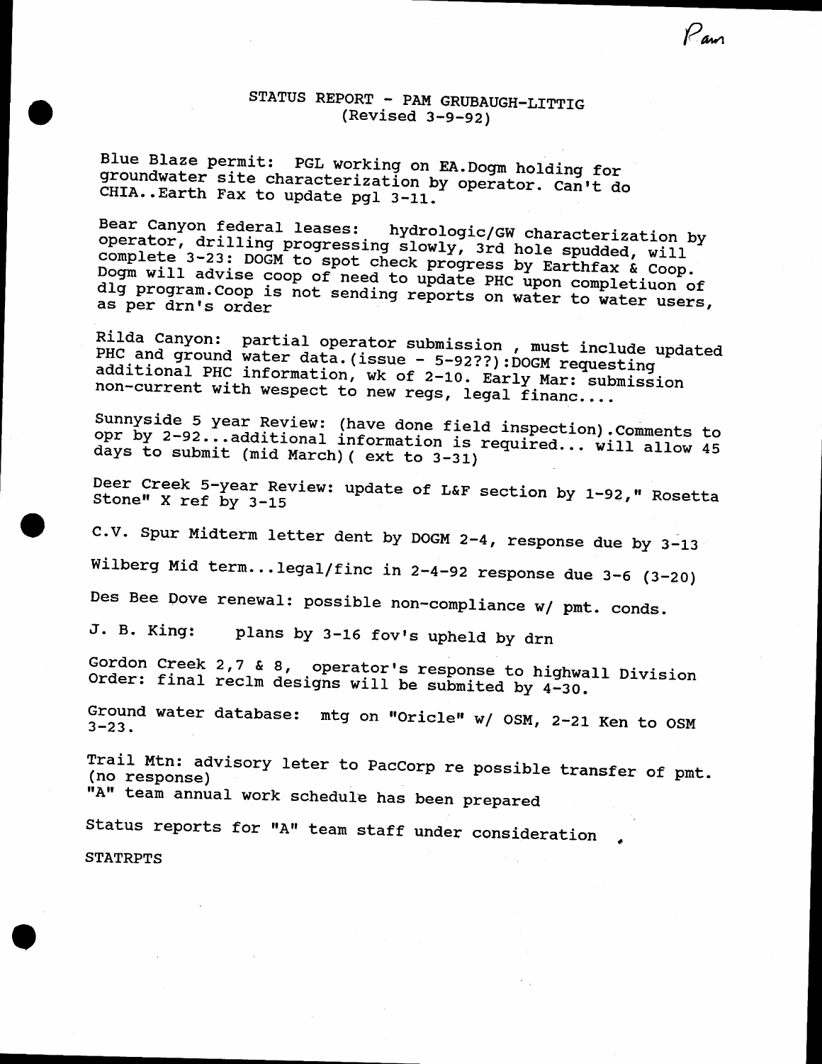Pam

STATUS REPORT - PAM GRUBAUGH-LITTIG
(Revised 3-9-92)

Blue Blaze permit: PGL working on EA.Dogm holding for groundwater site characterization by operator. Can't do CHIA..Earth Fax to update pgl 3-11.

Bear Canyon federal leases: hydrologic/GW characterization by operator, drilling progressing slowly, 3rd hole spudded, will complete 3-23: DOGM to spot check progress by Earthfax & Coop. Dogm will advise coop of need to update PHC upon completiuon of dlg program.Coop is not sending reports on water to water users, as per drn's order

Rilda Canyon: partial operator submission , must include updated PHC and ground water data.(issue - 5-92??):DOGM requesting additional PHC information, wk of 2-10. Early Mar: submission non-current with wespect to new regs, legal financ....

Sunnyside 5 year Review: (have done field inspection).Comments to opr by 2-92...additional information is required... will allow 45 days to submit (mid March)( ext to 3-31)

Deer Creek 5-year Review: update of L&F section by 1-92," Rosetta Stone" X ref by 3-15

C.V. Spur Midterm letter dent by DOGM 2-4, response due by 3-13

Wilberg Mid term...legal/finc in 2-4-92 response due 3-6 (3-20)

Des Bee Dove renewal: possible non-compliance w/ pmt. conds.

J. B. King: plans by 3-16 fov's upheld by drn

Gordon Creek 2,7 & 8, operator's response to highwall Division Order: final reclm designs will be submited by 4-30.

Ground water database: mtg on "Oricle" w/ OSM, 2-21 Ken to OSM 3-23.

Trail Mtn: advisory leter to PacCorp re possible transfer of pmt. (no response)

"A" team annual work schedule has been prepared

Status reports for "A" team staff under consideration

STATRPTS